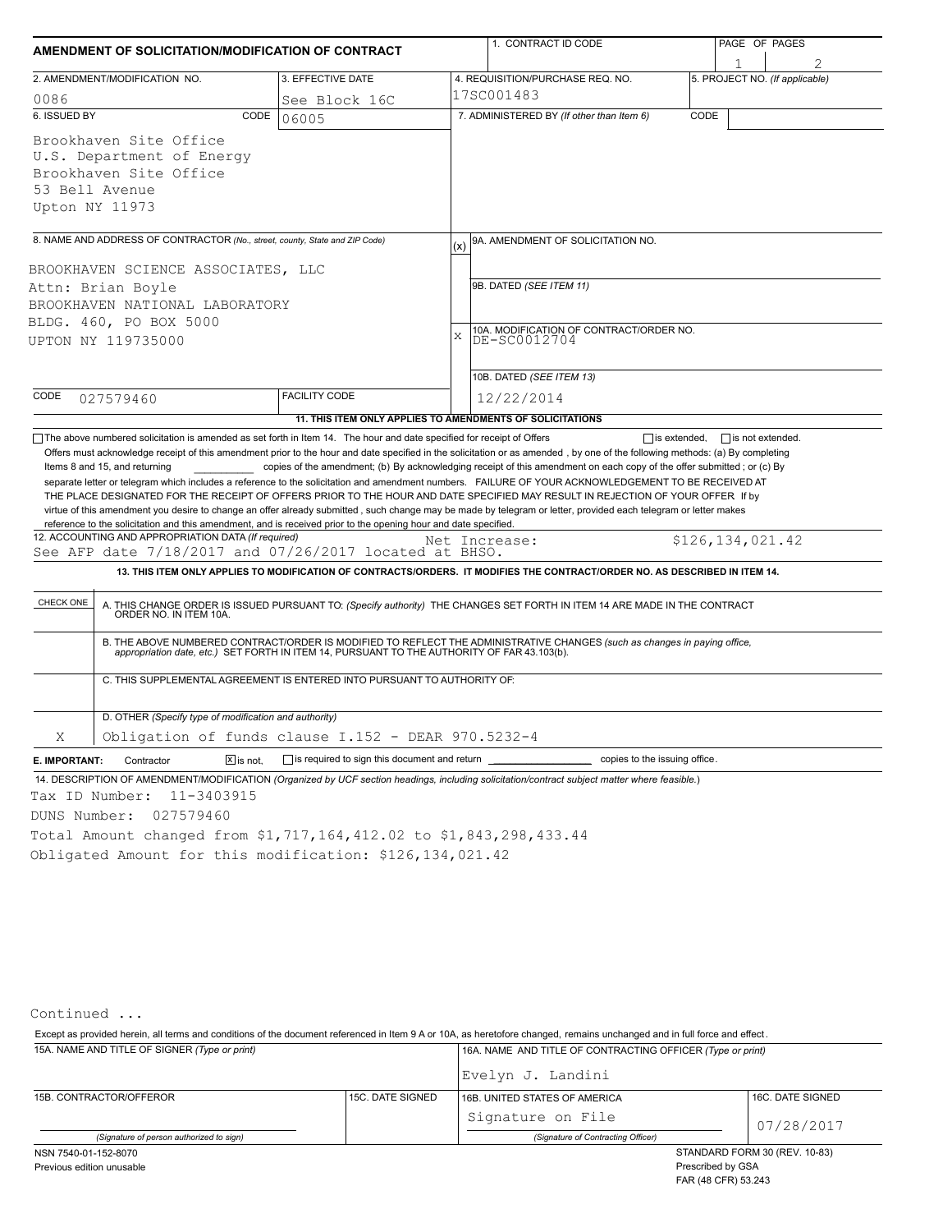# AMENDMENT OF SOLICITATION/MODIFICATION OF CONTRACT

| 1. CONTRACT ID CODE | PAGE OF PAGES |
|---|---|
| | 1 / 2 |

| 2. AMENDMENT/MODIFICATION NO. | 3. EFFECTIVE DATE | 4. REQUISITION/PURCHASE REQ. NO. | 5. PROJECT NO. (If applicable) |
|---|---|---|---|
| 0086 | See Block 16C | 17SC001483 | |

| 6. ISSUED BY CODE 06005 | 7. ADMINISTERED BY (If other than Item 6) CODE |
|---|---|
| Brookhaven Site Office<br>U.S. Department of Energy<br>Brookhaven Site Office<br>53 Bell Avenue<br>Upton NY 11973 | |

**8. NAME AND ADDRESS OF CONTRACTOR** (No., street, county, State and ZIP Code)

BROOKHAVEN SCIENCE ASSOCIATES, LLC
Attn: Brian Boyle
BROOKHAVEN NATIONAL LABORATORY
BLDG. 460, PO BOX 5000
UPTON NY 119735000

CODE 027579460 FACILITY CODE

| (x) | |
|---|---|
| | 9A. AMENDMENT OF SOLICITATION NO. |
| | 9B. DATED (SEE ITEM 11) |
| X | 10A. MODIFICATION OF CONTRACT/ORDER NO. DE-SC0012704 |
| | 10B. DATED (SEE ITEM 13) 12/22/2014 |

**11. THIS ITEM ONLY APPLIES TO AMENDMENTS OF SOLICITATIONS**

☐ The above numbered solicitation is amended as set forth in Item 14. The hour and date specified for receipt of Offers ☐ is extended, ☐ is not extended.
Offers must acknowledge receipt of this amendment prior to the hour and date specified in the solicitation or as amended, by one of the following methods: (a) By completing Items 8 and 15, and returning ________ copies of the amendment; (b) By acknowledging receipt of this amendment on each copy of the offer submitted ; or (c) By separate letter or telegram which includes a reference to the solicitation and amendment numbers. FAILURE OF YOUR ACKNOWLEDGEMENT TO BE RECEIVED AT THE PLACE DESIGNATED FOR THE RECEIPT OF OFFERS PRIOR TO THE HOUR AND DATE SPECIFIED MAY RESULT IN REJECTION OF YOUR OFFER If by virtue of this amendment you desire to change an offer already submitted , such change may be made by telegram or letter, provided each telegram or letter makes reference to the solicitation and this amendment, and is received prior to the opening hour and date specified.

**12. ACCOUNTING AND APPROPRIATION DATA** (If required)
See AFP date 7/18/2017 and 07/26/2017 located at BHSO. Net Increase: $126,134,021.42

**13. THIS ITEM ONLY APPLIES TO MODIFICATION OF CONTRACTS/ORDERS. IT MODIFIES THE CONTRACT/ORDER NO. AS DESCRIBED IN ITEM 14.**

| CHECK ONE | |
|---|---|
| | A. THIS CHANGE ORDER IS ISSUED PURSUANT TO: (Specify authority) THE CHANGES SET FORTH IN ITEM 14 ARE MADE IN THE CONTRACT ORDER NO. IN ITEM 10A. |
| | B. THE ABOVE NUMBERED CONTRACT/ORDER IS MODIFIED TO REFLECT THE ADMINISTRATIVE CHANGES (such as changes in paying office, appropriation date, etc.) SET FORTH IN ITEM 14, PURSUANT TO THE AUTHORITY OF FAR 43.103(b). |
| | C. THIS SUPPLEMENTAL AGREEMENT IS ENTERED INTO PURSUANT TO AUTHORITY OF: |
| X | D. OTHER (Specify type of modification and authority)<br>Obligation of funds clause I.152 - DEAR 970.5232-4 |

**E. IMPORTANT:** Contractor ☒ is not, ☐ is required to sign this document and return ________ copies to the issuing office.

**14. DESCRIPTION OF AMENDMENT/MODIFICATION** (Organized by UCF section headings, including solicitation/contract subject matter where feasible.)

Tax ID Number: 11-3403915
DUNS Number: 027579460
Total Amount changed from $1,717,164,412.02 to $1,843,298,433.44
Obligated Amount for this modification: $126,134,021.42

Continued ...

Except as provided herein, all terms and conditions of the document referenced in Item 9 A or 10A, as heretofore changed, remains unchanged and in full force and effect.

| 15A. NAME AND TITLE OF SIGNER (Type or print) | | 16A. NAME AND TITLE OF CONTRACTING OFFICER (Type or print) | |
|---|---|---|---|
| | | Evelyn J. Landini | |
| 15B. CONTRACTOR/OFFEROR | 15C. DATE SIGNED | 16B. UNITED STATES OF AMERICA | 16C. DATE SIGNED |
| (Signature of person authorized to sign) | | Signature on File<br>(Signature of Contracting Officer) | 07/28/2017 |

NSN 7540-01-152-8070
Previous edition unusable

STANDARD FORM 30 (REV. 10-83)
Prescribed by GSA
FAR (48 CFR) 53.243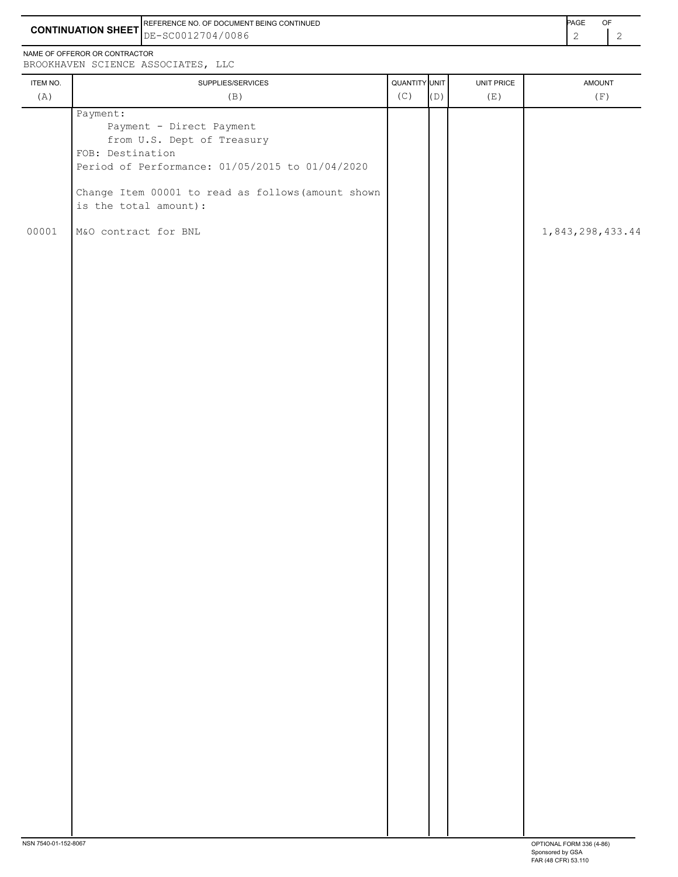**CONTINUATION SHEET**

REFERENCE NO. OF DOCUMENT BEING CONTINUED: DE-SC0012704/0086

NAME OF OFFEROR OR CONTRACTOR: BROOKHAVEN SCIENCE ASSOCIATES, LLC

| ITEM NO. (A) | SUPPLIES/SERVICES (B) | QUANTITY (C) | UNIT (D) | UNIT PRICE (E) | AMOUNT (F) |
|---|---|---|---|---|---|
| | Payment: Payment - Direct Payment from U.S. Dept of Treasury | | | | |
| | FOB: Destination | | | | |
| | Period of Performance: 01/05/2015 to 01/04/2020 | | | | |
| | Change Item 00001 to read as follows(amount shown is the total amount): | | | | |
| 00001 | M&O contract for BNL | | | | 1,843,298,433.44 |

NSN 7540-01-152-8067

OPTIONAL FORM 336 (4-86)
Sponsored by GSA
FAR (48 CFR) 53.110